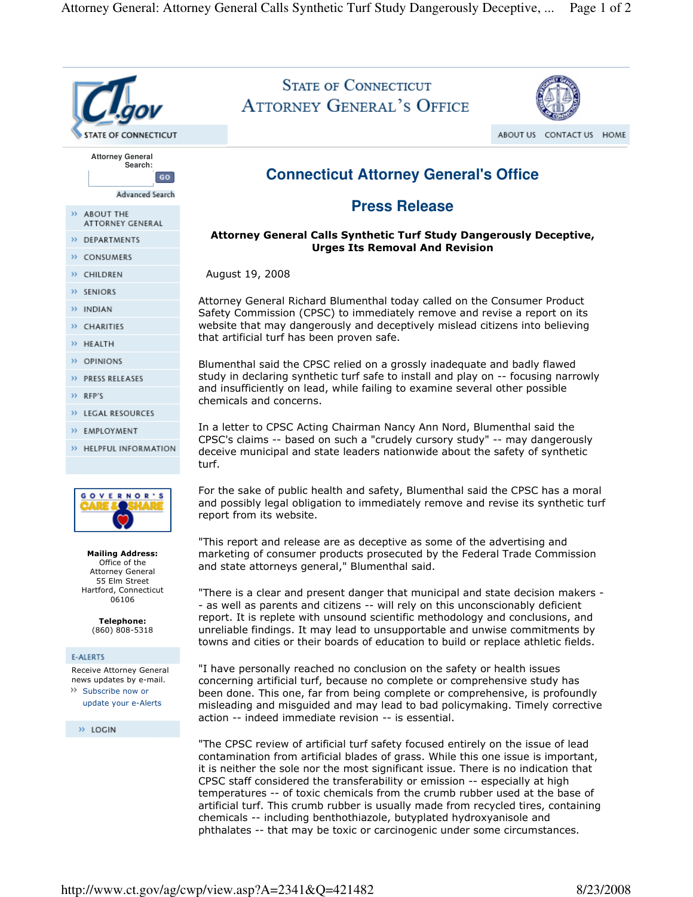STATE OF CONNECTICUT
ATTORNEY GENERAL'S OFFICE

ABOUT US | CONTACT US | HOME

Attorney General Search:

Advanced Search

- ABOUT THE ATTORNEY GENERAL
- DEPARTMENTS
- CONSUMERS
- CHILDREN
- SENIORS
- INDIAN
- CHARITIES
- HEALTH
- OPINIONS
- PRESS RELEASES
- RFP'S
- LEGAL RESOURCES
- EMPLOYMENT
- HELPFUL INFORMATION

**Mailing Address:**
Office of the Attorney General
55 Elm Street
Hartford, Connecticut
06106

**Telephone:**
(860) 808-5318

E-ALERTS

Receive Attorney General news updates by e-mail.
Subscribe now or update your e-Alerts

LOGIN

# Connecticut Attorney General's Office

## Press Release

**Attorney General Calls Synthetic Turf Study Dangerously Deceptive, Urges Its Removal And Revision**

August 19, 2008

Attorney General Richard Blumenthal today called on the Consumer Product Safety Commission (CPSC) to immediately remove and revise a report on its website that may dangerously and deceptively mislead citizens into believing that artificial turf has been proven safe.

Blumenthal said the CPSC relied on a grossly inadequate and badly flawed study in declaring synthetic turf safe to install and play on -- focusing narrowly and insufficiently on lead, while failing to examine several other possible chemicals and concerns.

In a letter to CPSC Acting Chairman Nancy Ann Nord, Blumenthal said the CPSC's claims -- based on such a "crudely cursory study" -- may dangerously deceive municipal and state leaders nationwide about the safety of synthetic turf.

For the sake of public health and safety, Blumenthal said the CPSC has a moral and possibly legal obligation to immediately remove and revise its synthetic turf report from its website.

"This report and release are as deceptive as some of the advertising and marketing of consumer products prosecuted by the Federal Trade Commission and state attorneys general," Blumenthal said.

"There is a clear and present danger that municipal and state decision makers -- as well as parents and citizens -- will rely on this unconscionably deficient report. It is replete with unsound scientific methodology and conclusions, and unreliable findings. It may lead to unsupportable and unwise commitments by towns and cities or their boards of education to build or replace athletic fields.

"I have personally reached no conclusion on the safety or health issues concerning artificial turf, because no complete or comprehensive study has been done. This one, far from being complete or comprehensive, is profoundly misleading and misguided and may lead to bad policymaking. Timely corrective action -- indeed immediate revision -- is essential.

"The CPSC review of artificial turf safety focused entirely on the issue of lead contamination from artificial blades of grass. While this one issue is important, it is neither the sole nor the most significant issue. There is no indication that CPSC staff considered the transferability or emission -- especially at high temperatures -- of toxic chemicals from the crumb rubber used at the base of artificial turf. This crumb rubber is usually made from recycled tires, containing chemicals -- including benthothiazole, butyplated hydroxyanisole and phthalates -- that may be toxic or carcinogenic under some circumstances.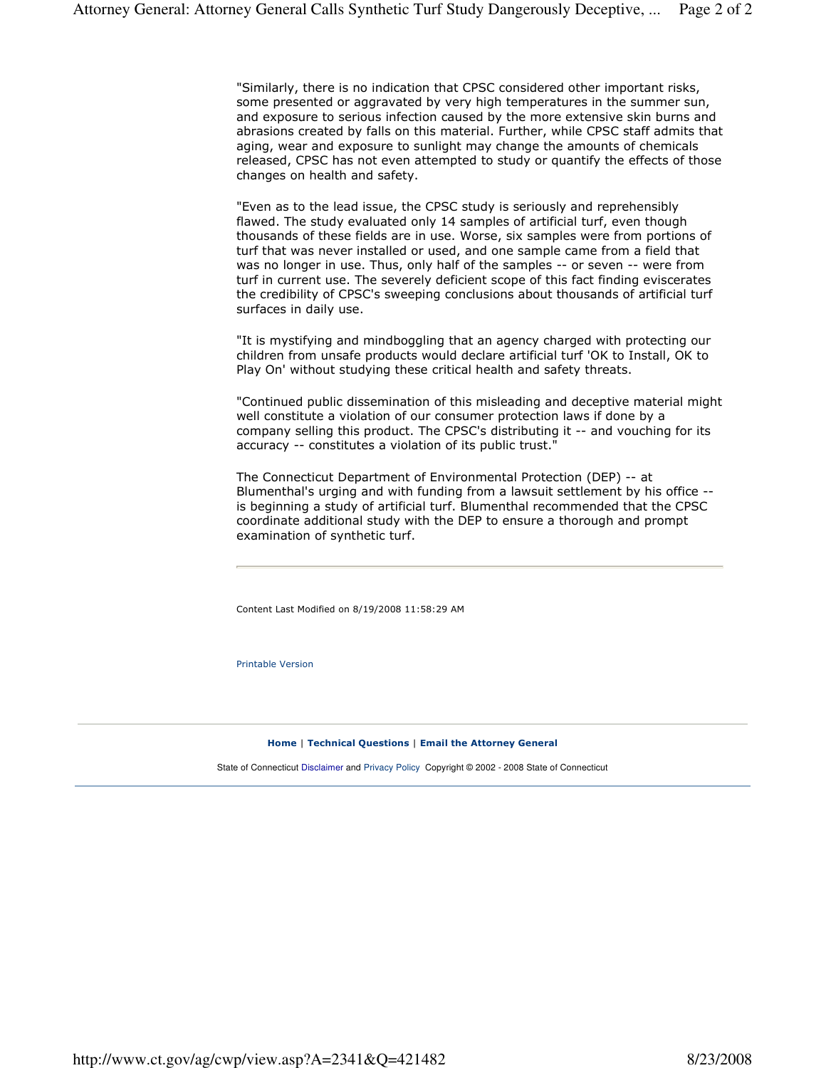"Similarly, there is no indication that CPSC considered other important risks, some presented or aggravated by very high temperatures in the summer sun, and exposure to serious infection caused by the more extensive skin burns and abrasions created by falls on this material. Further, while CPSC staff admits that aging, wear and exposure to sunlight may change the amounts of chemicals released, CPSC has not even attempted to study or quantify the effects of those changes on health and safety.

"Even as to the lead issue, the CPSC study is seriously and reprehensibly flawed. The study evaluated only 14 samples of artificial turf, even though thousands of these fields are in use. Worse, six samples were from portions of turf that was never installed or used, and one sample came from a field that was no longer in use. Thus, only half of the samples -- or seven -- were from turf in current use. The severely deficient scope of this fact finding eviscerates the credibility of CPSC's sweeping conclusions about thousands of artificial turf surfaces in daily use.

"It is mystifying and mindboggling that an agency charged with protecting our children from unsafe products would declare artificial turf 'OK to Install, OK to Play On' without studying these critical health and safety threats.

"Continued public dissemination of this misleading and deceptive material might well constitute a violation of our consumer protection laws if done by a company selling this product. The CPSC's distributing it -- and vouching for its accuracy -- constitutes a violation of its public trust."

The Connecticut Department of Environmental Protection (DEP) -- at Blumenthal's urging and with funding from a lawsuit settlement by his office -- is beginning a study of artificial turf. Blumenthal recommended that the CPSC coordinate additional study with the DEP to ensure a thorough and prompt examination of synthetic turf.

---

Content Last Modified on 8/19/2008 11:58:29 AM

Printable Version

**Home** | **Technical Questions** | **Email the Attorney General**

State of Connecticut Disclaimer and Privacy Policy Copyright © 2002 - 2008 State of Connecticut